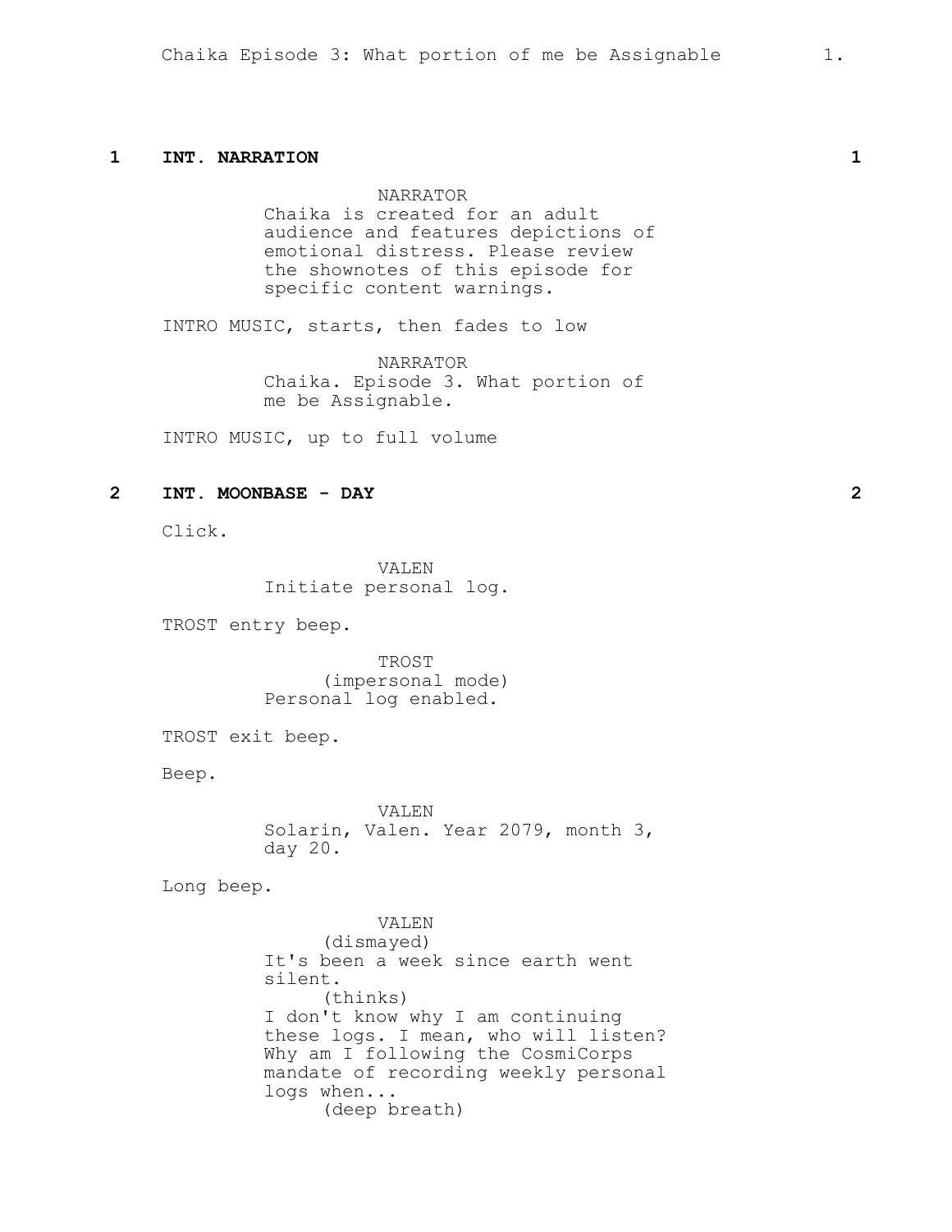**1 INT. NARRATION 1**

NARRATOR
Chaika is created for an adult audience and features depictions of emotional distress. Please review the shownotes of this episode for specific content warnings.

INTRO MUSIC, starts, then fades to low

NARRATOR
Chaika. Episode 3. What portion of me be Assignable.

INTRO MUSIC, up to full volume

**2 INT. MOONBASE - DAY 2**

Click.

VALEN
Initiate personal log.

TROST entry beep.

TROST
(impersonal mode)
Personal log enabled.

TROST exit beep.

Beep.

VALEN
Solarin, Valen. Year 2079, month 3, day 20.

Long beep.

VALEN
(dismayed)
It's been a week since earth went silent.
(thinks)
I don't know why I am continuing these logs. I mean, who will listen? Why am I following the CosmiCorps mandate of recording weekly personal logs when...
(deep breath)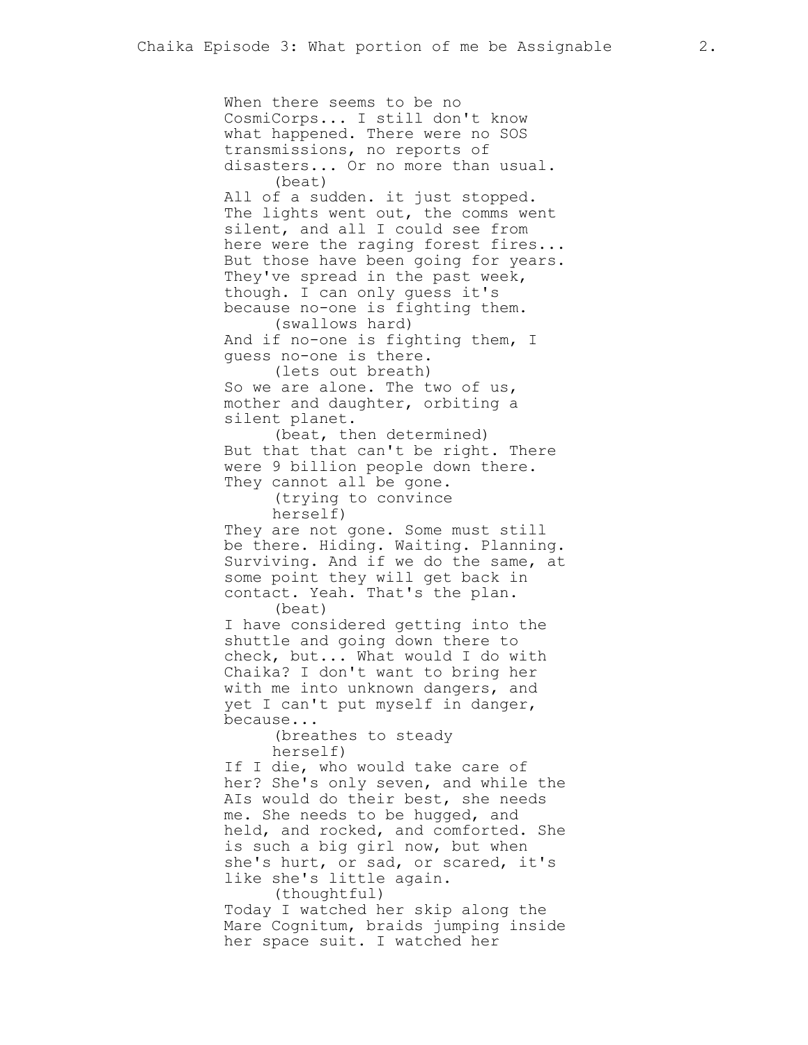When there seems to be no CosmiCorps... I still don't know what happened. There were no SOS transmissions, no reports of disasters... Or no more than usual.

(beat)

All of a sudden. it just stopped. The lights went out, the comms went silent, and all I could see from here were the raging forest fires... But those have been going for years. They've spread in the past week, though. I can only guess it's because no-one is fighting them.

(swallows hard)

And if no-one is fighting them, I guess no-one is there.

(lets out breath)

So we are alone. The two of us, mother and daughter, orbiting a silent planet.

(beat, then determined)

But that that can't be right. There were 9 billion people down there. They cannot all be gone.

(trying to convince herself)

They are not gone. Some must still be there. Hiding. Waiting. Planning. Surviving. And if we do the same, at some point they will get back in contact. Yeah. That's the plan.

(beat)

I have considered getting into the shuttle and going down there to check, but... What would I do with Chaika? I don't want to bring her with me into unknown dangers, and yet I can't put myself in danger, because...

(breathes to steady herself)

If I die, who would take care of her? She's only seven, and while the AIs would do their best, she needs me. She needs to be hugged, and held, and rocked, and comforted. She is such a big girl now, but when she's hurt, or sad, or scared, it's like she's little again.

(thoughtful)

Today I watched her skip along the Mare Cognitum, braids jumping inside her space suit. I watched her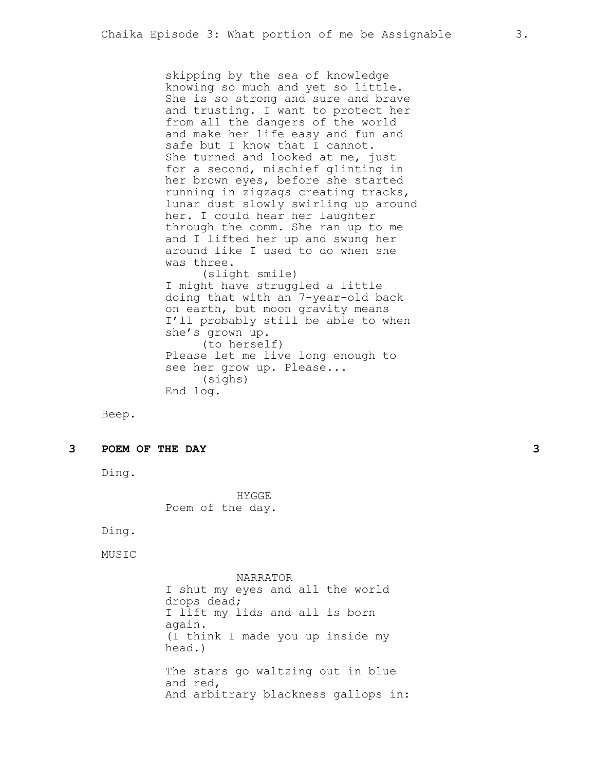skipping by the sea of knowledge knowing so much and yet so little. She is so strong and sure and brave and trusting. I want to protect her from all the dangers of the world and make her life easy and fun and safe but I know that I cannot. She turned and looked at me, just for a second, mischief glinting in her brown eyes, before she started running in zigzags creating tracks, lunar dust slowly swirling up around her. I could hear her laughter through the comm. She ran up to me and I lifted her up and swung her around like I used to do when she was three.

(slight smile)

I might have struggled a little doing that with an 7-year-old back on earth, but moon gravity means I'll probably still be able to when she's grown up.

(to herself)

Please let me live long enough to see her grow up. Please...

(sighs)

End log.

Beep.

## 3 POEM OF THE DAY 3

Ding.

HYGGE

Poem of the day.

Ding.

MUSIC

NARRATOR

I shut my eyes and all the world drops dead;
I lift my lids and all is born again.
(I think I made you up inside my head.)

The stars go waltzing out in blue and red,
And arbitrary blackness gallops in: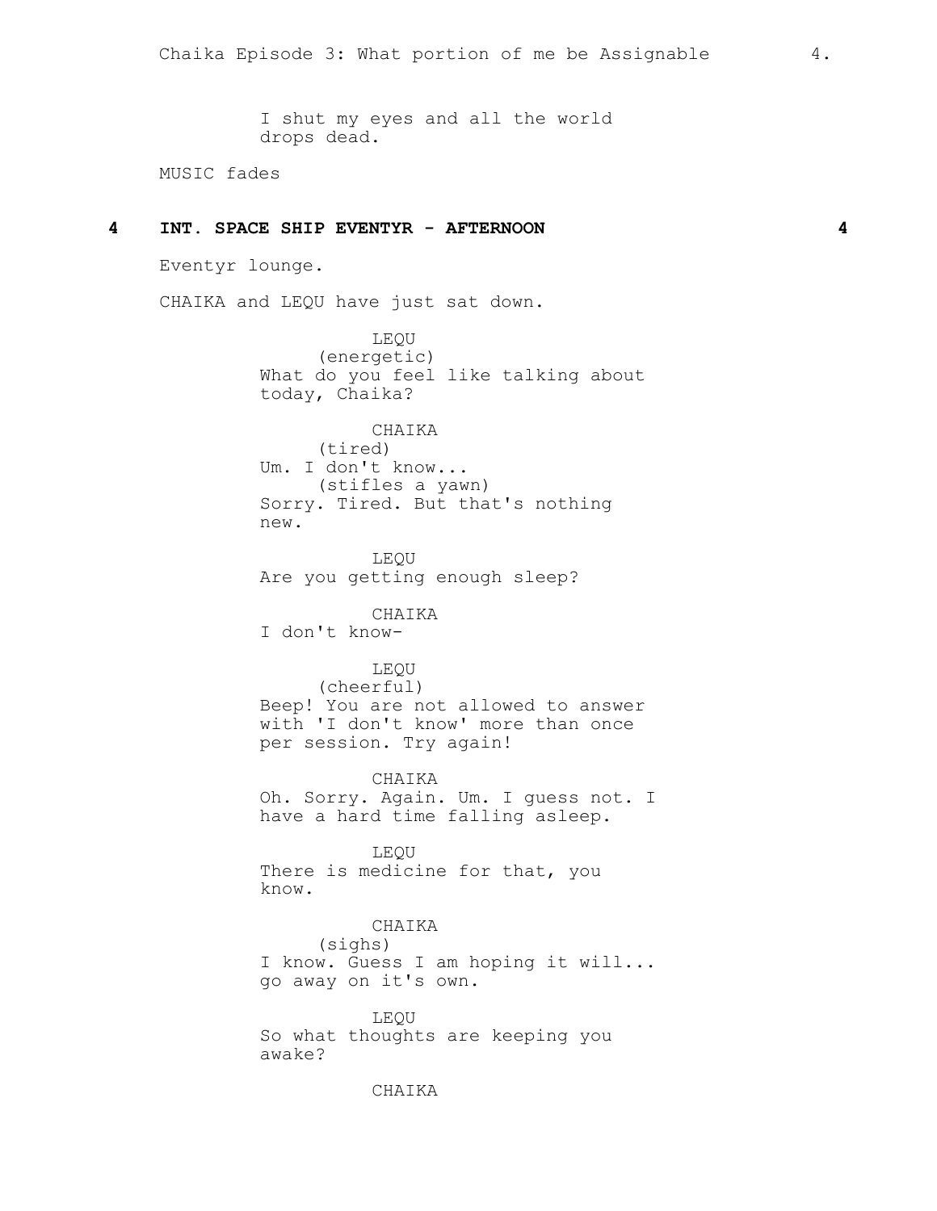I shut my eyes and all the world
drops dead.

MUSIC fades

## 4 INT. SPACE SHIP EVENTYR - AFTERNOON 4

Eventyr lounge.

CHAIKA and LEQU have just sat down.

LEQU
(energetic)
What do you feel like talking about
today, Chaika?

CHAIKA
(tired)
Um. I don't know...
(stifles a yawn)
Sorry. Tired. But that's nothing
new.

LEQU
Are you getting enough sleep?

CHAIKA
I don't know-

LEQU
(cheerful)
Beep! You are not allowed to answer
with 'I don't know' more than once
per session. Try again!

CHAIKA
Oh. Sorry. Again. Um. I guess not. I
have a hard time falling asleep.

LEQU
There is medicine for that, you
know.

CHAIKA
(sighs)
I know. Guess I am hoping it will...
go away on it's own.

LEQU
So what thoughts are keeping you
awake?

CHAIKA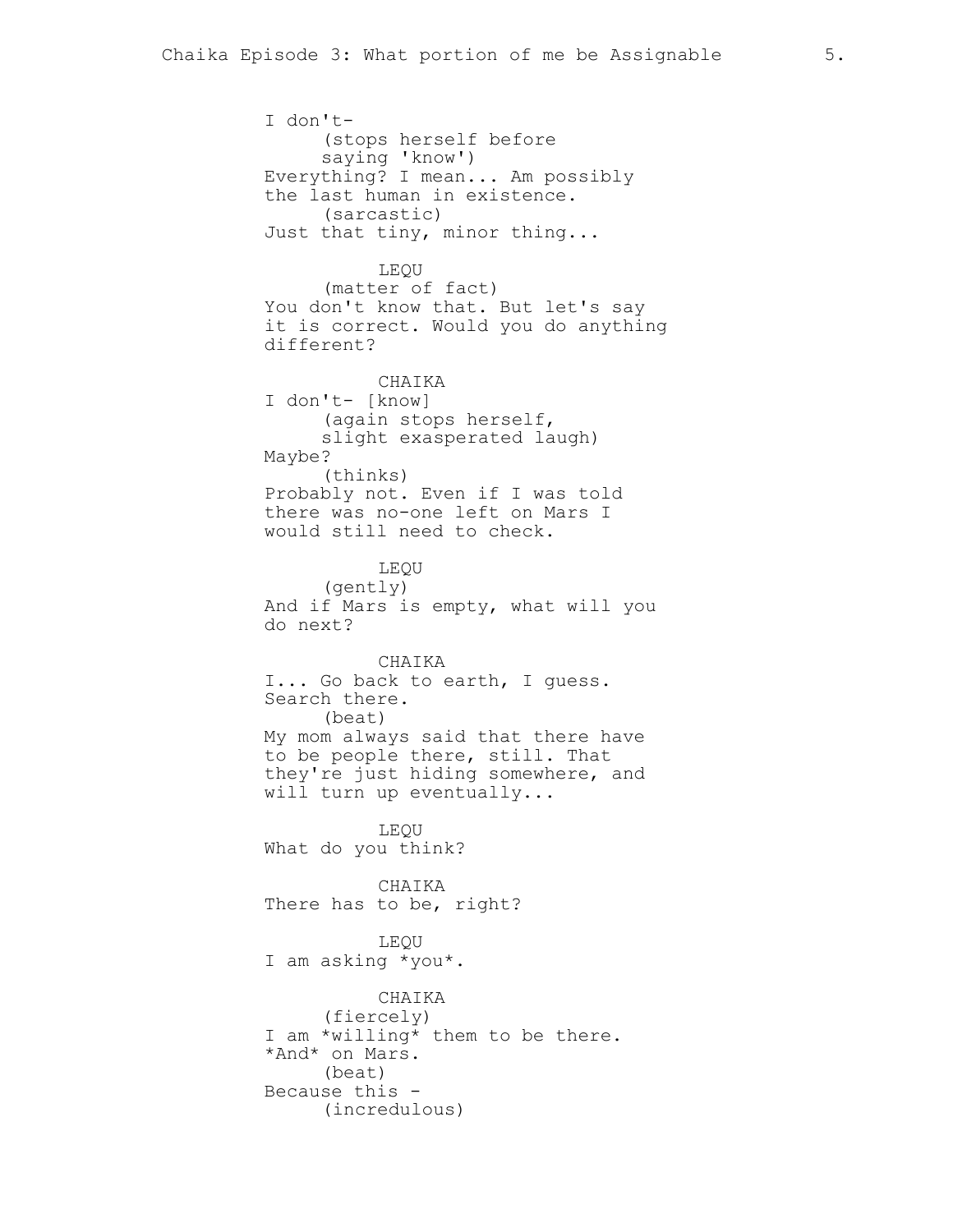I don't-
(stops herself before saying 'know')
Everything? I mean... Am possibly the last human in existence.
(sarcastic)
Just that tiny, minor thing...

LEQU
(matter of fact)
You don't know that. But let's say it is correct. Would you do anything different?

CHAIKA
I don't- [know]
(again stops herself, slight exasperated laugh)
Maybe?
(thinks)
Probably not. Even if I was told there was no-one left on Mars I would still need to check.

LEQU
(gently)
And if Mars is empty, what will you do next?

CHAIKA
I... Go back to earth, I guess. Search there.
(beat)
My mom always said that there have to be people there, still. That they're just hiding somewhere, and will turn up eventually...

LEQU
What do you think?

CHAIKA
There has to be, right?

LEQU
I am asking *you*.

CHAIKA
(fiercely)
I am *willing* them to be there. *And* on Mars.
(beat)
Because this -
(incredulous)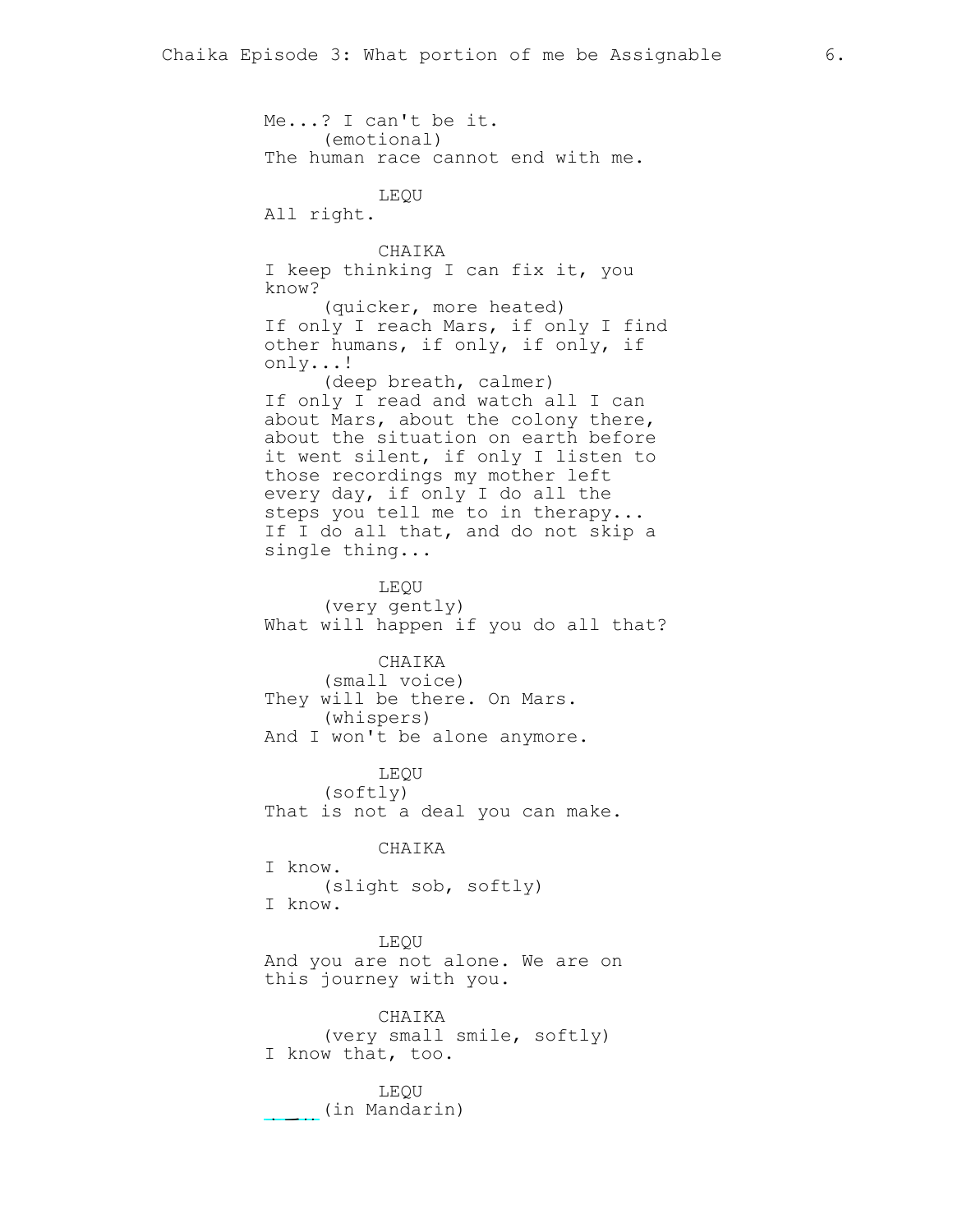Me...? I can't be it.
(emotional)
The human race cannot end with me.

LEQU
All right.

CHAIKA
I keep thinking I can fix it, you know?
(quicker, more heated)
If only I reach Mars, if only I find other humans, if only, if only, if only...!
(deep breath, calmer)
If only I read and watch all I can about Mars, about the colony there, about the situation on earth before it went silent, if only I listen to those recordings my mother left every day, if only I do all the steps you tell me to in therapy... If I do all that, and do not skip a single thing...

LEQU
(very gently)
What will happen if you do all that?

CHAIKA
(small voice)
They will be there. On Mars.
(whispers)
And I won't be alone anymore.

LEQU
(softly)
That is not a deal you can make.

CHAIKA
I know.
(slight sob, softly)
I know.

LEQU
And you are not alone. We are on this journey with you.

CHAIKA
(very small smile, softly)
I know that, too.

LEQU
(in Mandarin)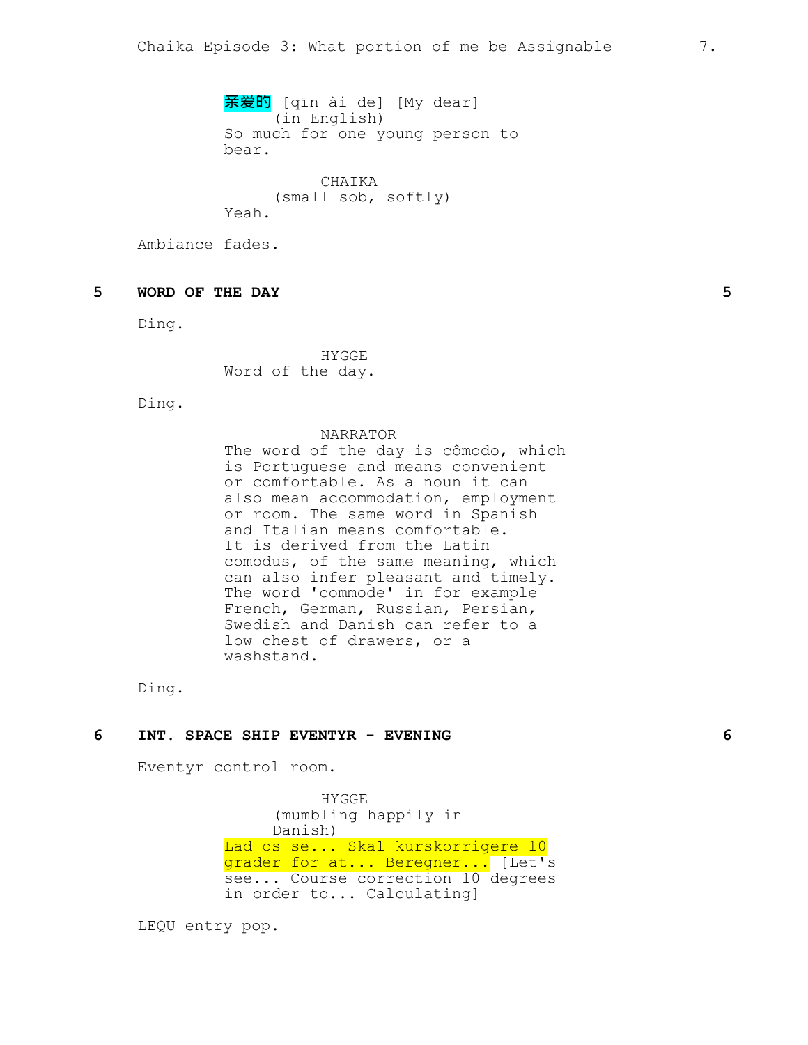亲爱的 [qīn ài de] [My dear]
(in English)
So much for one young person to bear.

CHAIKA
(small sob, softly)
Yeah.

Ambiance fades.

**5 WORD OF THE DAY 5**

Ding.

HYGGE
Word of the day.

Ding.

NARRATOR
The word of the day is cômodo, which is Portuguese and means convenient or comfortable. As a noun it can also mean accommodation, employment or room. The same word in Spanish and Italian means comfortable. It is derived from the Latin comodus, of the same meaning, which can also infer pleasant and timely. The word 'commode' in for example French, German, Russian, Persian, Swedish and Danish can refer to a low chest of drawers, or a washstand.

Ding.

**6 INT. SPACE SHIP EVENTYR - EVENING 6**

Eventyr control room.

HYGGE
(mumbling happily in Danish)
Lad os se... Skal kurskorrigere 10 grader for at... Beregner... [Let's see... Course correction 10 degrees in order to... Calculating]

LEQU entry pop.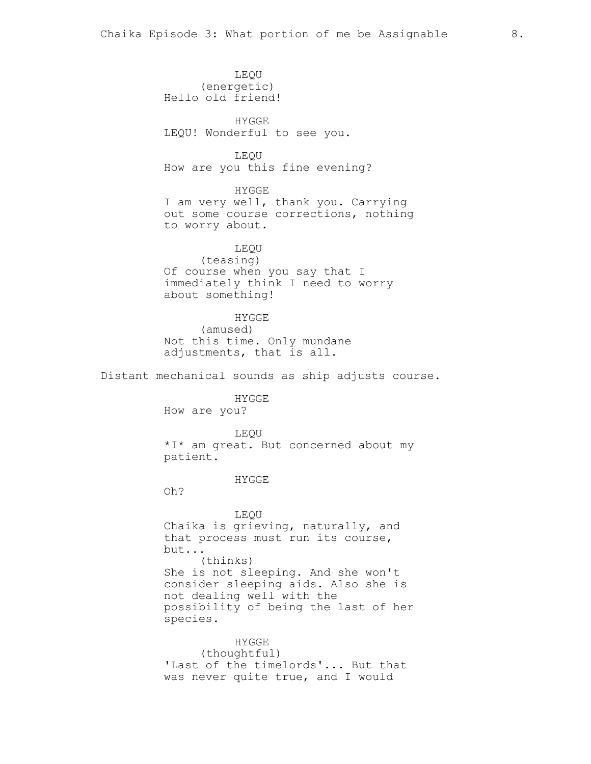LEQU
(energetic)
Hello old friend!

HYGGE
LEQU! Wonderful to see you.

LEQU
How are you this fine evening?

HYGGE
I am very well, thank you. Carrying out some course corrections, nothing to worry about.

LEQU
(teasing)
Of course when you say that I immediately think I need to worry about something!

HYGGE
(amused)
Not this time. Only mundane adjustments, that is all.

Distant mechanical sounds as ship adjusts course.

HYGGE
How are you?

LEQU
*I* am great. But concerned about my patient.

HYGGE
Oh?

LEQU
Chaika is grieving, naturally, and that process must run its course, but...
(thinks)
She is not sleeping. And she won't consider sleeping aids. Also she is not dealing well with the possibility of being the last of her species.

HYGGE
(thoughtful)
'Last of the timelords'... But that was never quite true, and I would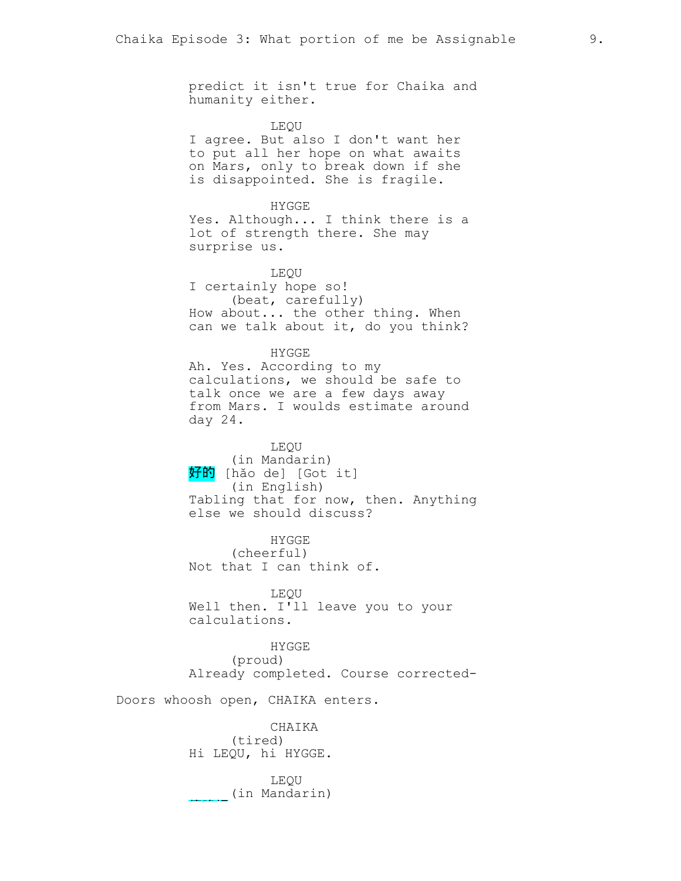predict it isn't true for Chaika and humanity either.

LEQU
I agree. But also I don't want her to put all her hope on what awaits on Mars, only to break down if she is disappointed. She is fragile.

HYGGE
Yes. Although... I think there is a lot of strength there. She may surprise us.

LEQU
I certainly hope so!
(beat, carefully)
How about... the other thing. When can we talk about it, do you think?

HYGGE
Ah. Yes. According to my calculations, we should be safe to talk once we are a few days away from Mars. I woulds estimate around day 24.

LEQU
(in Mandarin)
好的 [hǎo de] [Got it]
(in English)
Tabling that for now, then. Anything else we should discuss?

HYGGE
(cheerful)
Not that I can think of.

LEQU
Well then. I'll leave you to your calculations.

HYGGE
(proud)
Already completed. Course corrected-

Doors whoosh open, CHAIKA enters.

CHAIKA
(tired)
Hi LEQU, hi HYGGE.

LEQU
(in Mandarin)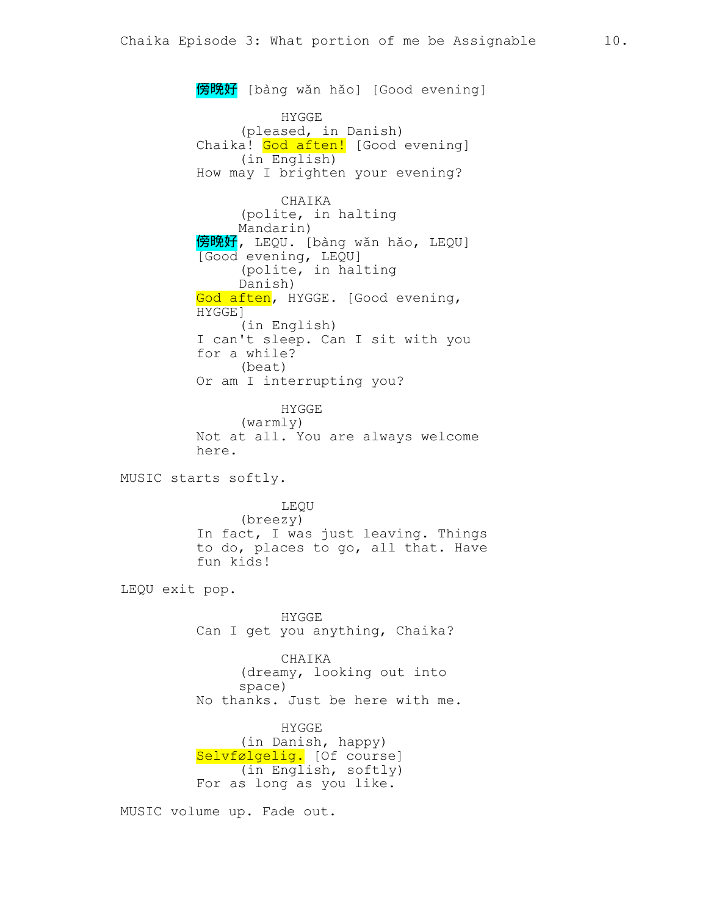傍晚好 [bàng wǎn hǎo] [Good evening]

HYGGE
(pleased, in Danish)
Chaika! God aften! [Good evening]
(in English)
How may I brighten your evening?

CHAIKA
(polite, in halting Mandarin)
傍晚好, LEQU. [bàng wǎn hǎo, LEQU] [Good evening, LEQU]
(polite, in halting Danish)
God aften, HYGGE. [Good evening, HYGGE]
(in English)
I can't sleep. Can I sit with you for a while?
(beat)
Or am I interrupting you?

HYGGE
(warmly)
Not at all. You are always welcome here.

MUSIC starts softly.

LEQU
(breezy)
In fact, I was just leaving. Things to do, places to go, all that. Have fun kids!

LEQU exit pop.

HYGGE
Can I get you anything, Chaika?

CHAIKA
(dreamy, looking out into space)
No thanks. Just be here with me.

HYGGE
(in Danish, happy)
Selvfølgelig. [Of course]
(in English, softly)
For as long as you like.

MUSIC volume up. Fade out.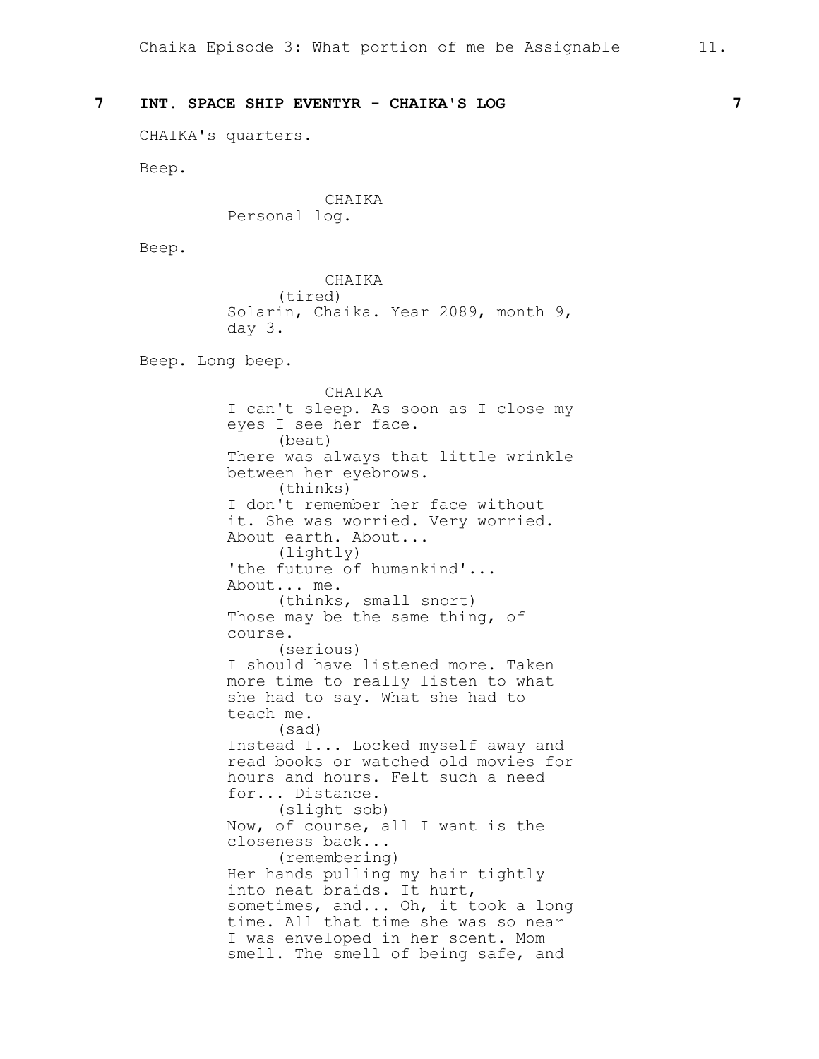## 7 INT. SPACE SHIP EVENTYR - CHAIKA'S LOG 7

CHAIKA's quarters.

Beep.

CHAIKA
Personal log.

Beep.

CHAIKA
(tired)
Solarin, Chaika. Year 2089, month 9, day 3.

Beep. Long beep.

CHAIKA
I can't sleep. As soon as I close my eyes I see her face.
(beat)
There was always that little wrinkle between her eyebrows.
(thinks)
I don't remember her face without it. She was worried. Very worried. About earth. About...
(lightly)
'the future of humankind'...
About... me.
(thinks, small snort)
Those may be the same thing, of course.
(serious)
I should have listened more. Taken more time to really listen to what she had to say. What she had to teach me.
(sad)
Instead I... Locked myself away and read books or watched old movies for hours and hours. Felt such a need for... Distance.
(slight sob)
Now, of course, all I want is the closeness back...
(remembering)
Her hands pulling my hair tightly into neat braids. It hurt, sometimes, and... Oh, it took a long time. All that time she was so near I was enveloped in her scent. Mom smell. The smell of being safe, and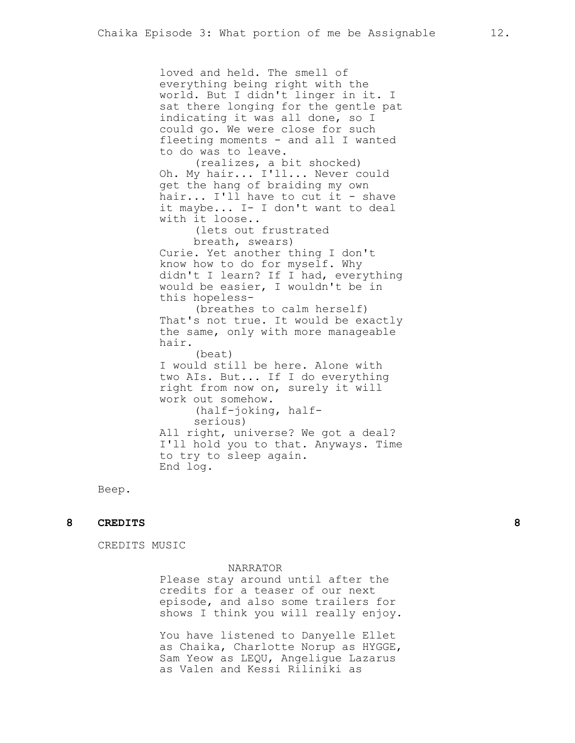loved and held. The smell of everything being right with the world. But I didn't linger in it. I sat there longing for the gentle pat indicating it was all done, so I could go. We were close for such fleeting moments - and all I wanted to do was to leave.

(realizes, a bit shocked)

Oh. My hair... I'll... Never could get the hang of braiding my own hair... I'll have to cut it - shave it maybe... I- I don't want to deal with it loose..

(lets out frustrated breath, swears)

Curie. Yet another thing I don't know how to do for myself. Why didn't I learn? If I had, everything would be easier, I wouldn't be in this hopeless-

(breathes to calm herself)

That's not true. It would be exactly the same, only with more manageable hair.

(beat)

I would still be here. Alone with two AIs. But... If I do everything right from now on, surely it will work out somehow.

(half-joking, half-serious)

All right, universe? We got a deal? I'll hold you to that. Anyways. Time to try to sleep again.
End log.

Beep.

**8 CREDITS 8**

CREDITS MUSIC

NARRATOR

Please stay around until after the credits for a teaser of our next episode, and also some trailers for shows I think you will really enjoy.

You have listened to Danyelle Ellet as Chaika, Charlotte Norup as HYGGE, Sam Yeow as LEQU, Angeligue Lazarus as Valen and Kessi Riliniki as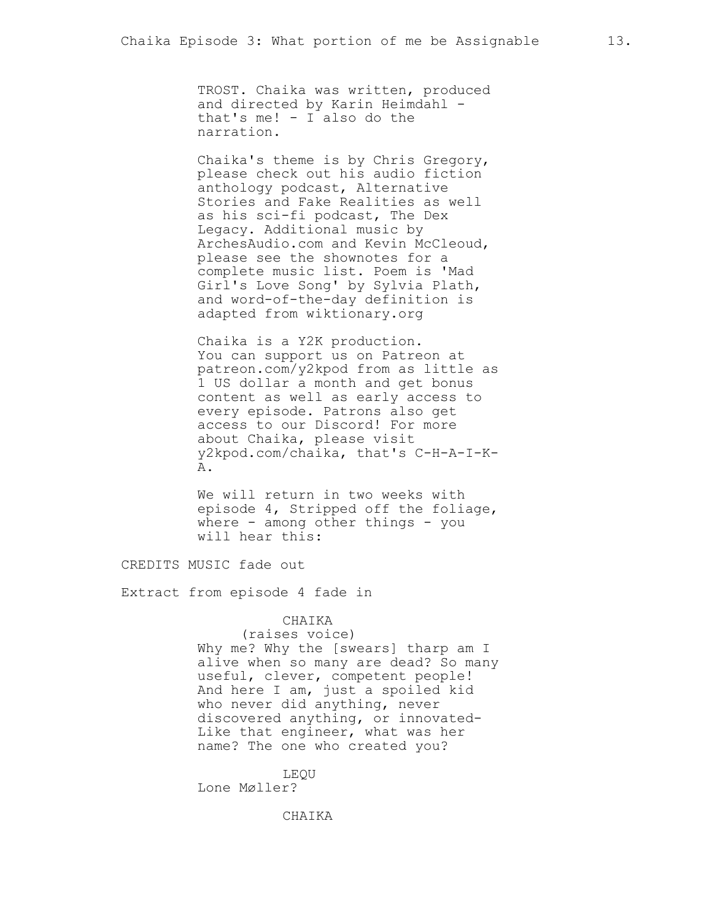TROST. Chaika was written, produced and directed by Karin Heimdahl - that's me! - I also do the narration.

Chaika's theme is by Chris Gregory, please check out his audio fiction anthology podcast, Alternative Stories and Fake Realities as well as his sci-fi podcast, The Dex Legacy. Additional music by ArchesAudio.com and Kevin McCleoud, please see the shownotes for a complete music list. Poem is 'Mad Girl's Love Song' by Sylvia Plath, and word-of-the-day definition is adapted from wiktionary.org

Chaika is a Y2K production. You can support us on Patreon at patreon.com/y2kpod from as little as 1 US dollar a month and get bonus content as well as early access to every episode. Patrons also get access to our Discord! For more about Chaika, please visit y2kpod.com/chaika, that's C-H-A-I-K-A.

We will return in two weeks with episode 4, Stripped off the foliage, where - among other things - you will hear this:

CREDITS MUSIC fade out

Extract from episode 4 fade in

CHAIKA
(raises voice)
Why me? Why the [swears] tharp am I alive when so many are dead? So many useful, clever, competent people! And here I am, just a spoiled kid who never did anything, never discovered anything, or innovated- Like that engineer, what was her name? The one who created you?

LEQU
Lone Møller?

CHAIKA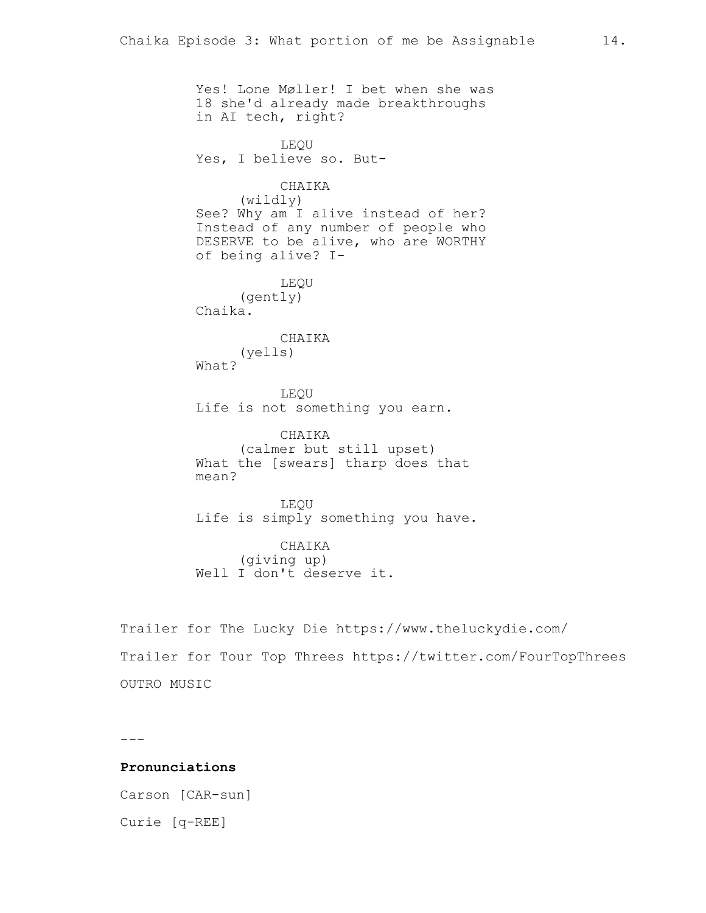Yes! Lone Møller! I bet when she was 18 she'd already made breakthroughs in AI tech, right?

LEQU

Yes, I believe so. But-

CHAIKA

(wildly)

See? Why am I alive instead of her? Instead of any number of people who DESERVE to be alive, who are WORTHY of being alive? I-

LEQU

(gently)

Chaika.

CHAIKA

(yells)

What?

LEQU

Life is not something you earn.

CHAIKA

(calmer but still upset)

What the [swears] tharp does that mean?

LEQU

Life is simply something you have.

CHAIKA

(giving up)

Well I don't deserve it.

Trailer for The Lucky Die https://www.theluckydie.com/

Trailer for Tour Top Threes https://twitter.com/FourTopThrees

OUTRO MUSIC

---

**Pronunciations**

Carson [CAR-sun]

Curie [q-REE]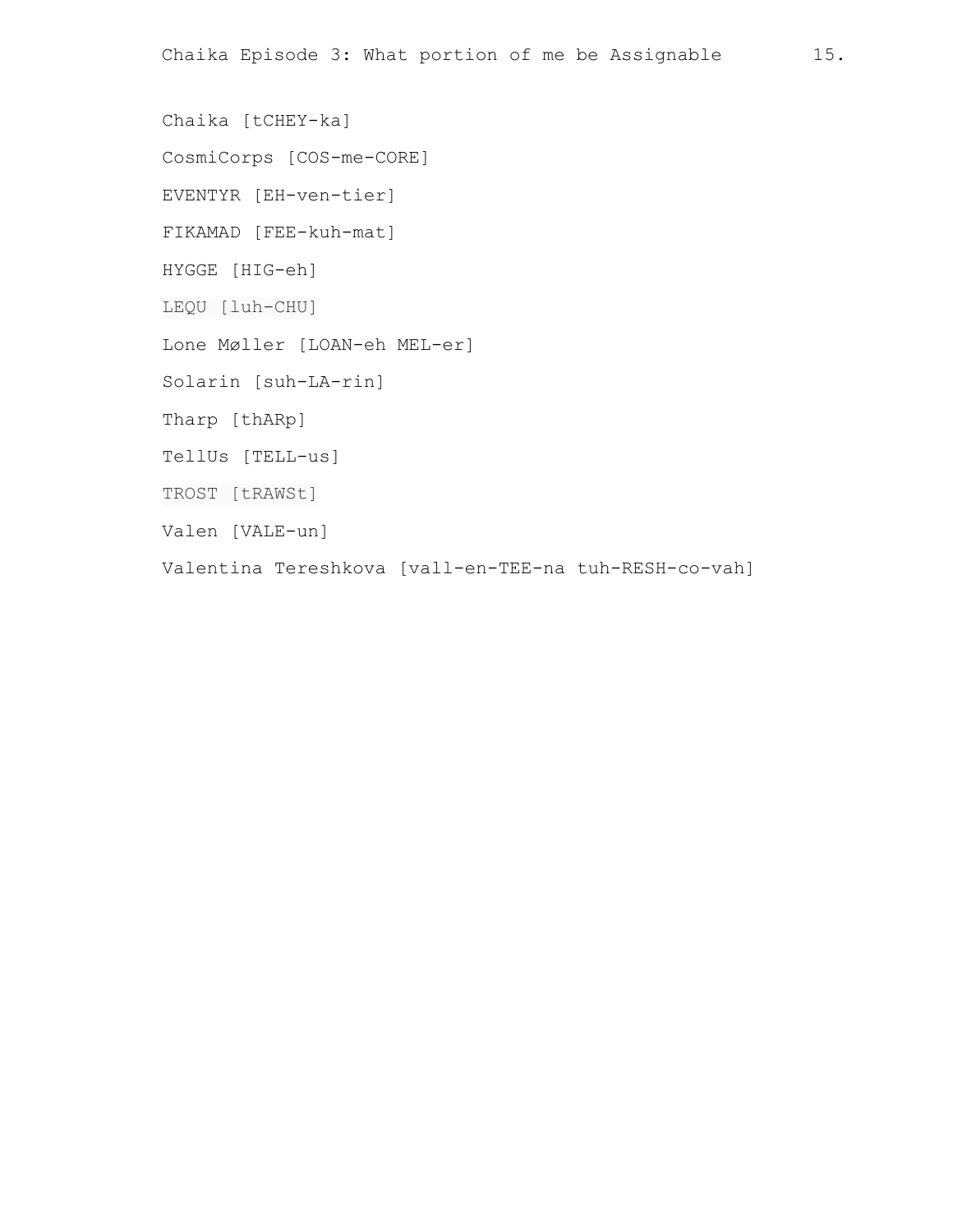Chaika [tCHEY-ka]

CosmiCorps [COS-me-CORE]

EVENTYR [EH-ven-tier]

FIKAMAD [FEE-kuh-mat]

HYGGE [HIG-eh]

LEQU [luh-CHU]

Lone Møller [LOAN-eh MEL-er]

Solarin [suh-LA-rin]

Tharp [thARp]

TellUs [TELL-us]

TROST [tRAWSt]

Valen [VALE-un]

Valentina Tereshkova [vall-en-TEE-na tuh-RESH-co-vah]